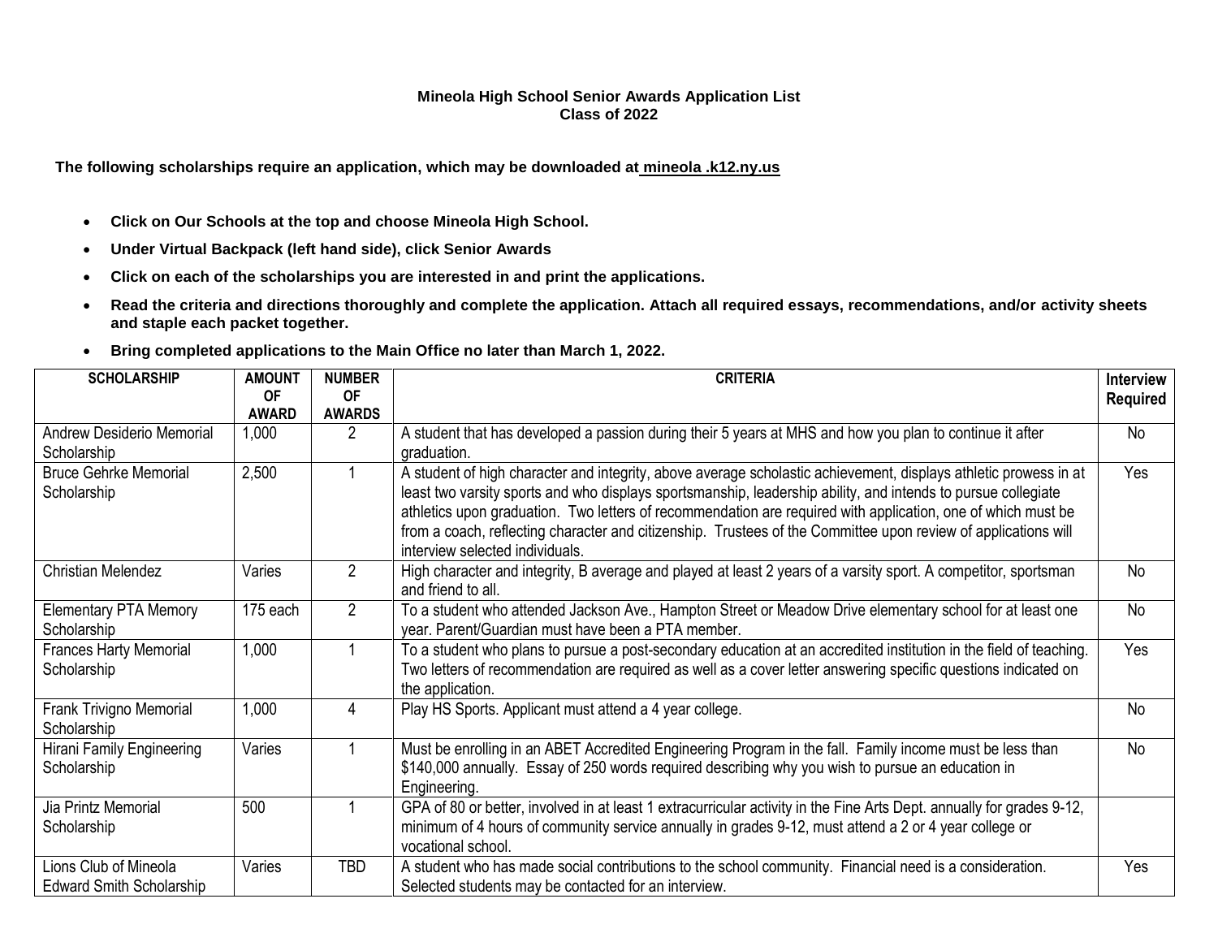# Mineola High School Senior Awards Application List
## Class of 2022

**The following scholarships require an application, which may be downloaded at mineola .k12.ny.us**

- **Click on Our Schools at the top and choose Mineola High School.**
- **Under Virtual Backpack (left hand side), click Senior Awards**
- **Click on each of the scholarships you are interested in and print the applications.**
- **Read the criteria and directions thoroughly and complete the application. Attach all required essays, recommendations, and/or activity sheets and staple each packet together.**
- **Bring completed applications to the Main Office no later than March 1, 2022.**

| SCHOLARSHIP | AMOUNT OF AWARD | NUMBER OF AWARDS | CRITERIA | Interview Required |
|---|---|---|---|---|
| Andrew Desiderio Memorial Scholarship | 1,000 | 2 | A student that has developed a passion during their 5 years at MHS and how you plan to continue it after graduation. | No |
| Bruce Gehrke Memorial Scholarship | 2,500 | 1 | A student of high character and integrity, above average scholastic achievement, displays athletic prowess in at least two varsity sports and who displays sportsmanship, leadership ability, and intends to pursue collegiate athletics upon graduation. Two letters of recommendation are required with application, one of which must be from a coach, reflecting character and citizenship. Trustees of the Committee upon review of applications will interview selected individuals. | Yes |
| Christian Melendez | Varies | 2 | High character and integrity, B average and played at least 2 years of a varsity sport. A competitor, sportsman and friend to all. | No |
| Elementary PTA Memory Scholarship | 175 each | 2 | To a student who attended Jackson Ave., Hampton Street or Meadow Drive elementary school for at least one year. Parent/Guardian must have been a PTA member. | No |
| Frances Harty Memorial Scholarship | 1,000 | 1 | To a student who plans to pursue a post-secondary education at an accredited institution in the field of teaching. Two letters of recommendation are required as well as a cover letter answering specific questions indicated on the application. | Yes |
| Frank Trivigno Memorial Scholarship | 1,000 | 4 | Play HS Sports. Applicant must attend a 4 year college. | No |
| Hirani Family Engineering Scholarship | Varies | 1 | Must be enrolling in an ABET Accredited Engineering Program in the fall. Family income must be less than $140,000 annually. Essay of 250 words required describing why you wish to pursue an education in Engineering. | No |
| Jia Printz Memorial Scholarship | 500 | 1 | GPA of 80 or better, involved in at least 1 extracurricular activity in the Fine Arts Dept. annually for grades 9-12, minimum of 4 hours of community service annually in grades 9-12, must attend a 2 or 4 year college or vocational school. | |
| Lions Club of Mineola Edward Smith Scholarship | Varies | TBD | A student who has made social contributions to the school community. Financial need is a consideration. Selected students may be contacted for an interview. | Yes |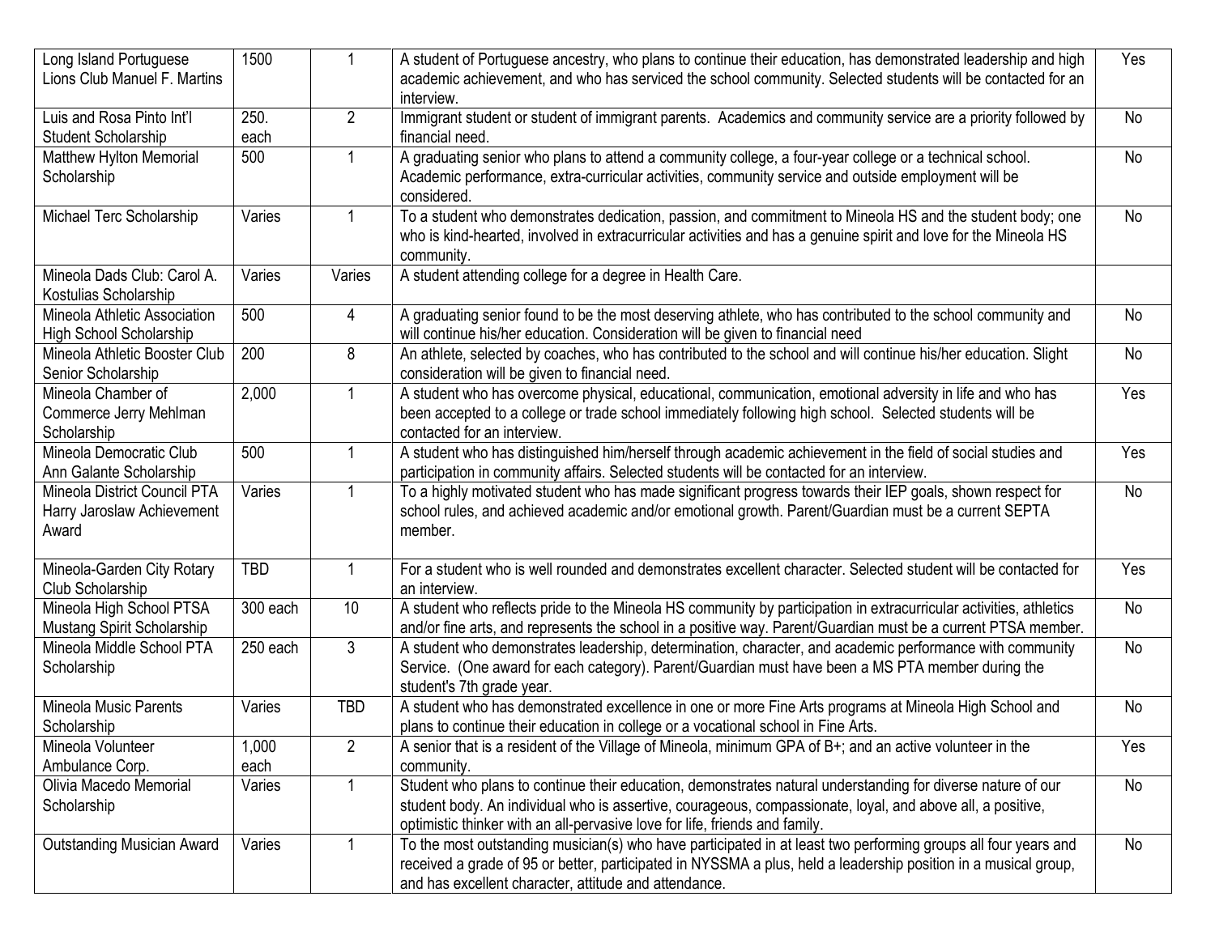| | | | | |
|---|---|---|---|---|
| Long Island Portuguese Lions Club Manuel F. Martins | 1500 | 1 | A student of Portuguese ancestry, who plans to continue their education, has demonstrated leadership and high academic achievement, and who has serviced the school community. Selected students will be contacted for an interview. | Yes |
| Luis and Rosa Pinto Int'l Student Scholarship | 250. each | 2 | Immigrant student or student of immigrant parents. Academics and community service are a priority followed by financial need. | No |
| Matthew Hylton Memorial Scholarship | 500 | 1 | A graduating senior who plans to attend a community college, a four-year college or a technical school. Academic performance, extra-curricular activities, community service and outside employment will be considered. | No |
| Michael Terc Scholarship | Varies | 1 | To a student who demonstrates dedication, passion, and commitment to Mineola HS and the student body; one who is kind-hearted, involved in extracurricular activities and has a genuine spirit and love for the Mineola HS community. | No |
| Mineola Dads Club: Carol A. Kostulias Scholarship | Varies | Varies | A student attending college for a degree in Health Care. | |
| Mineola Athletic Association High School Scholarship | 500 | 4 | A graduating senior found to be the most deserving athlete, who has contributed to the school community and will continue his/her education. Consideration will be given to financial need | No |
| Mineola Athletic Booster Club Senior Scholarship | 200 | 8 | An athlete, selected by coaches, who has contributed to the school and will continue his/her education. Slight consideration will be given to financial need. | No |
| Mineola Chamber of Commerce Jerry Mehlman Scholarship | 2,000 | 1 | A student who has overcome physical, educational, communication, emotional adversity in life and who has been accepted to a college or trade school immediately following high school. Selected students will be contacted for an interview. | Yes |
| Mineola Democratic Club Ann Galante Scholarship | 500 | 1 | A student who has distinguished him/herself through academic achievement in the field of social studies and participation in community affairs. Selected students will be contacted for an interview. | Yes |
| Mineola District Council PTA Harry Jaroslaw Achievement Award | Varies | 1 | To a highly motivated student who has made significant progress towards their IEP goals, shown respect for school rules, and achieved academic and/or emotional growth. Parent/Guardian must be a current SEPTA member. | No |
| Mineola-Garden City Rotary Club Scholarship | TBD | 1 | For a student who is well rounded and demonstrates excellent character. Selected student will be contacted for an interview. | Yes |
| Mineola High School PTSA Mustang Spirit Scholarship | 300 each | 10 | A student who reflects pride to the Mineola HS community by participation in extracurricular activities, athletics and/or fine arts, and represents the school in a positive way. Parent/Guardian must be a current PTSA member. | No |
| Mineola Middle School PTA Scholarship | 250 each | 3 | A student who demonstrates leadership, determination, character, and academic performance with community Service. (One award for each category). Parent/Guardian must have been a MS PTA member during the student's 7th grade year. | No |
| Mineola Music Parents Scholarship | Varies | TBD | A student who has demonstrated excellence in one or more Fine Arts programs at Mineola High School and plans to continue their education in college or a vocational school in Fine Arts. | No |
| Mineola Volunteer Ambulance Corp. | 1,000 each | 2 | A senior that is a resident of the Village of Mineola, minimum GPA of B+; and an active volunteer in the community. | Yes |
| Olivia Macedo Memorial Scholarship | Varies | 1 | Student who plans to continue their education, demonstrates natural understanding for diverse nature of our student body. An individual who is assertive, courageous, compassionate, loyal, and above all, a positive, optimistic thinker with an all-pervasive love for life, friends and family. | No |
| Outstanding Musician Award | Varies | 1 | To the most outstanding musician(s) who have participated in at least two performing groups all four years and received a grade of 95 or better, participated in NYSSMA a plus, held a leadership position in a musical group, and has excellent character, attitude and attendance. | No |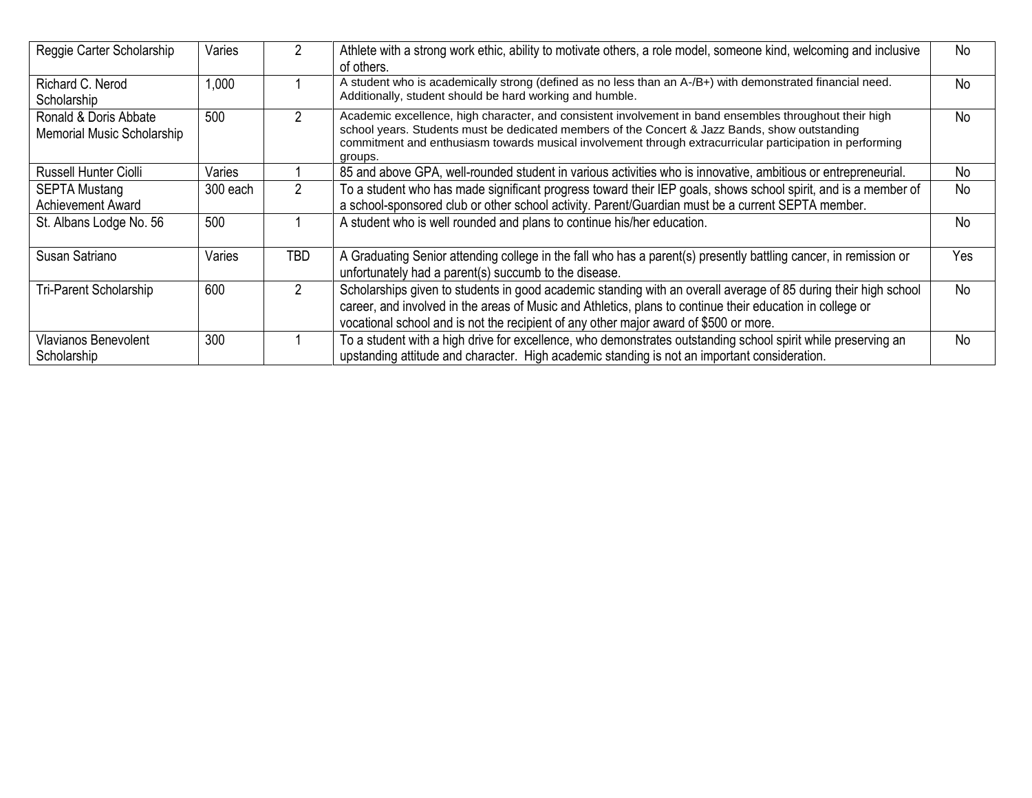| | | | | |
|---|---|---|---|---|
| Reggie Carter Scholarship | Varies | 2 | Athlete with a strong work ethic, ability to motivate others, a role model, someone kind, welcoming and inclusive of others. | No |
| Richard C. Nerod Scholarship | 1,000 | 1 | A student who is academically strong (defined as no less than an A-/B+) with demonstrated financial need. Additionally, student should be hard working and humble. | No |
| Ronald & Doris Abbate Memorial Music Scholarship | 500 | 2 | Academic excellence, high character, and consistent involvement in band ensembles throughout their high school years. Students must be dedicated members of the Concert & Jazz Bands, show outstanding commitment and enthusiasm towards musical involvement through extracurricular participation in performing groups. | No |
| Russell Hunter Ciolli | Varies | 1 | 85 and above GPA, well-rounded student in various activities who is innovative, ambitious or entrepreneurial. | No |
| SEPTA Mustang Achievement Award | 300 each | 2 | To a student who has made significant progress toward their IEP goals, shows school spirit, and is a member of a school-sponsored club or other school activity. Parent/Guardian must be a current SEPTA member. | No |
| St. Albans Lodge No. 56 | 500 | 1 | A student who is well rounded and plans to continue his/her education. | No |
| Susan Satriano | Varies | TBD | A Graduating Senior attending college in the fall who has a parent(s) presently battling cancer, in remission or unfortunately had a parent(s) succumb to the disease. | Yes |
| Tri-Parent Scholarship | 600 | 2 | Scholarships given to students in good academic standing with an overall average of 85 during their high school career, and involved in the areas of Music and Athletics, plans to continue their education in college or vocational school and is not the recipient of any other major award of $500 or more. | No |
| Vlavianos Benevolent Scholarship | 300 | 1 | To a student with a high drive for excellence, who demonstrates outstanding school spirit while preserving an upstanding attitude and character. High academic standing is not an important consideration. | No |